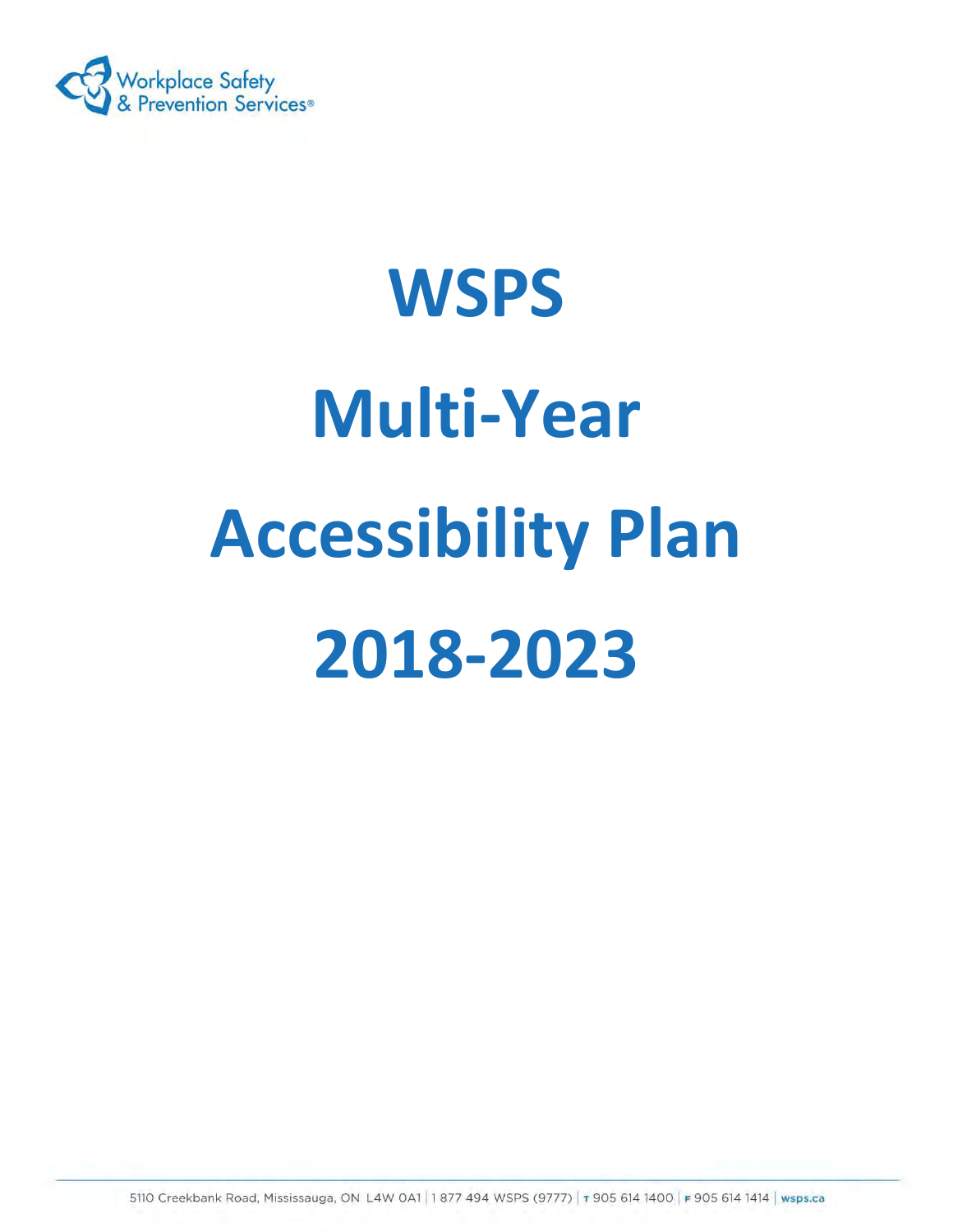Workplace Safety & Prevention Services®

# WSPS

# Multi-Year

# Accessibility Plan

# 2018-2023

5110 Creekbank Road, Mississauga, ON L4W 0A1 | 1 877 494 WSPS (9777) | T 905 614 1400 | F 905 614 1414 | wsps.ca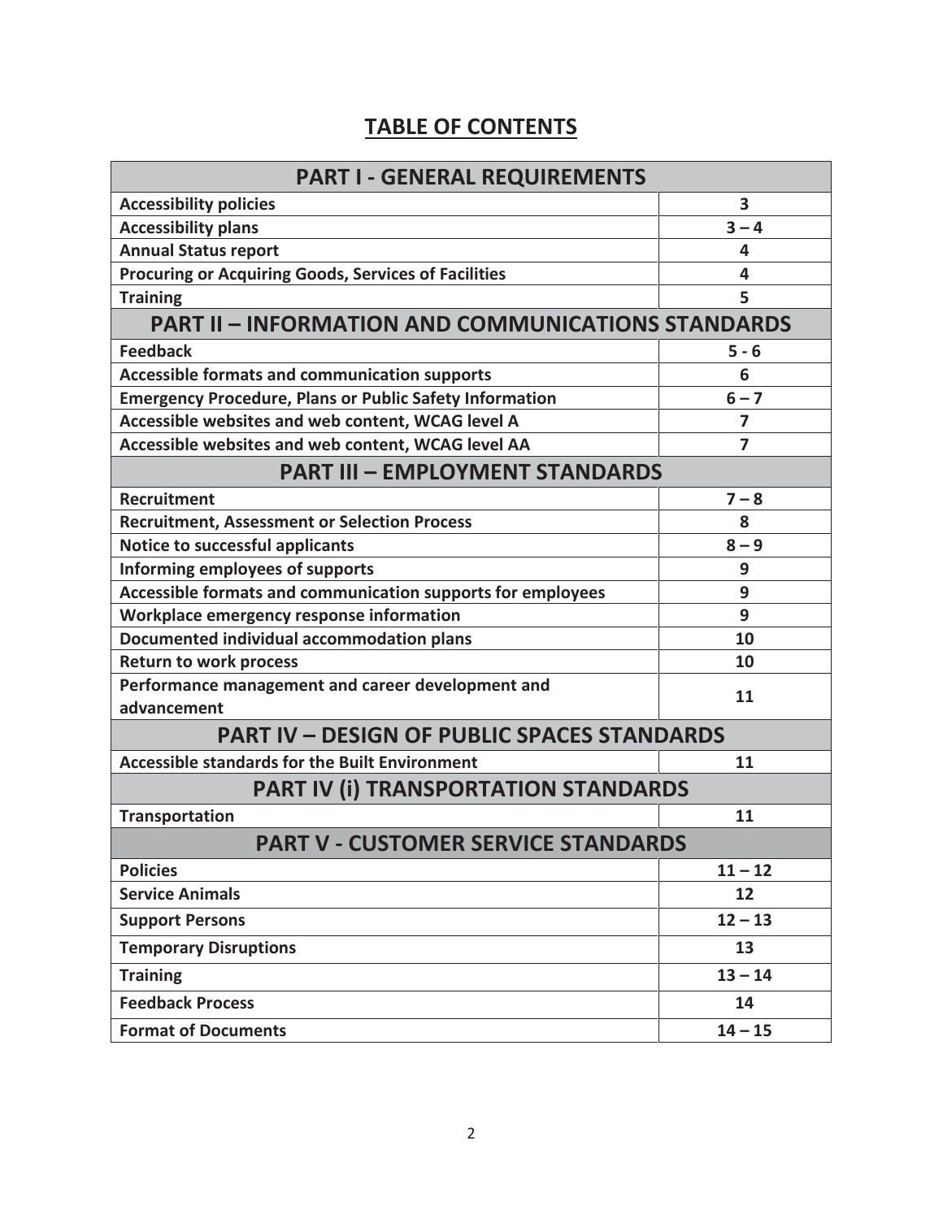# TABLE OF CONTENTS

| PART I - GENERAL REQUIREMENTS | |
|---|---|
| **Accessibility policies** | **3** |
| **Accessibility plans** | **3 – 4** |
| **Annual Status report** | **4** |
| **Procuring or Acquiring Goods, Services of Facilities** | **4** |
| **Training** | **5** |
| **PART II – INFORMATION AND COMMUNICATIONS STANDARDS** | |
| **Feedback** | **5 - 6** |
| **Accessible formats and communication supports** | **6** |
| **Emergency Procedure, Plans or Public Safety Information** | **6 – 7** |
| **Accessible websites and web content, WCAG level A** | **7** |
| **Accessible websites and web content, WCAG level AA** | **7** |
| **PART III – EMPLOYMENT STANDARDS** | |
| **Recruitment** | **7 – 8** |
| **Recruitment, Assessment or Selection Process** | **8** |
| **Notice to successful applicants** | **8 – 9** |
| **Informing employees of supports** | **9** |
| **Accessible formats and communication supports for employees** | **9** |
| **Workplace emergency response information** | **9** |
| **Documented individual accommodation plans** | **10** |
| **Return to work process** | **10** |
| **Performance management and career development and advancement** | **11** |
| **PART IV – DESIGN OF PUBLIC SPACES STANDARDS** | |
| **Accessible standards for the Built Environment** | **11** |
| **PART IV (i) TRANSPORTATION STANDARDS** | |
| **Transportation** | **11** |
| **PART V - CUSTOMER SERVICE STANDARDS** | |
| **Policies** | **11 – 12** |
| **Service Animals** | **12** |
| **Support Persons** | **12 – 13** |
| **Temporary Disruptions** | **13** |
| **Training** | **13 – 14** |
| **Feedback Process** | **14** |
| **Format of Documents** | **14 – 15** |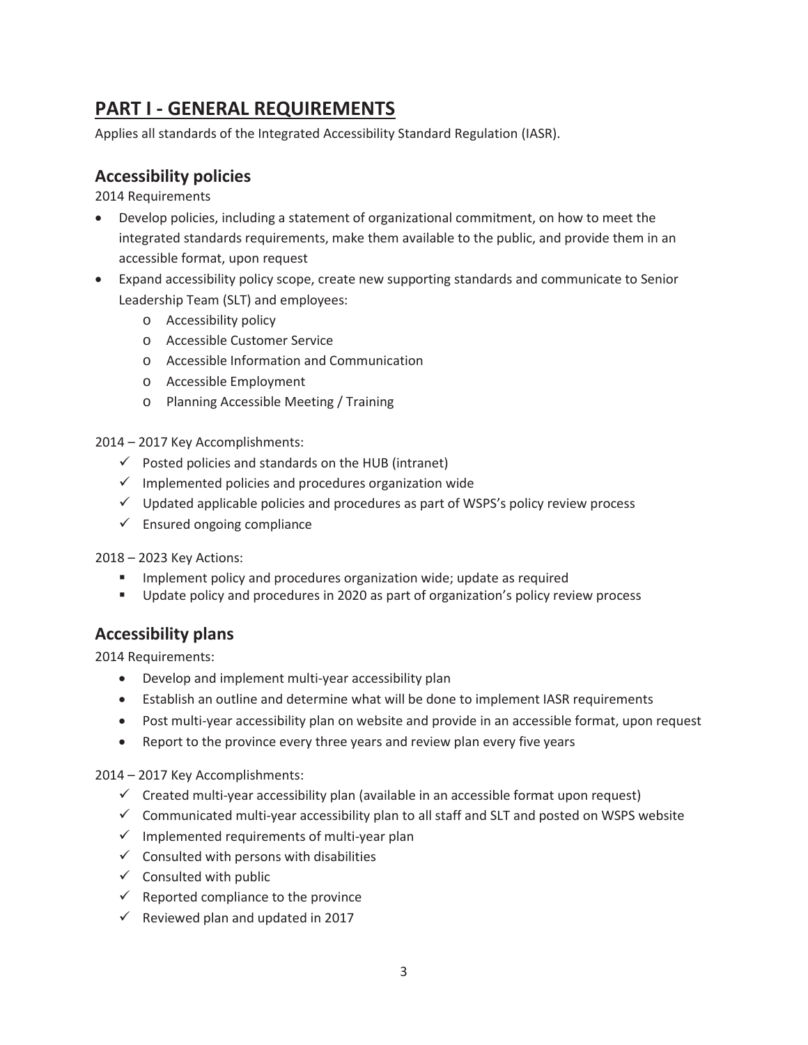# PART I - GENERAL REQUIREMENTS

Applies all standards of the Integrated Accessibility Standard Regulation (IASR).

## Accessibility policies

2014 Requirements

- Develop policies, including a statement of organizational commitment, on how to meet the integrated standards requirements, make them available to the public, and provide them in an accessible format, upon request
- Expand accessibility policy scope, create new supporting standards and communicate to Senior Leadership Team (SLT) and employees:
  - Accessibility policy
  - Accessible Customer Service
  - Accessible Information and Communication
  - Accessible Employment
  - Planning Accessible Meeting / Training

2014 – 2017 Key Accomplishments:

- ✓ Posted policies and standards on the HUB (intranet)
- ✓ Implemented policies and procedures organization wide
- ✓ Updated applicable policies and procedures as part of WSPS's policy review process
- ✓ Ensured ongoing compliance

2018 – 2023 Key Actions:

- Implement policy and procedures organization wide; update as required
- Update policy and procedures in 2020 as part of organization's policy review process

## Accessibility plans

2014 Requirements:

- Develop and implement multi-year accessibility plan
- Establish an outline and determine what will be done to implement IASR requirements
- Post multi-year accessibility plan on website and provide in an accessible format, upon request
- Report to the province every three years and review plan every five years

2014 – 2017 Key Accomplishments:

- ✓ Created multi-year accessibility plan (available in an accessible format upon request)
- ✓ Communicated multi-year accessibility plan to all staff and SLT and posted on WSPS website
- ✓ Implemented requirements of multi-year plan
- ✓ Consulted with persons with disabilities
- ✓ Consulted with public
- ✓ Reported compliance to the province
- ✓ Reviewed plan and updated in 2017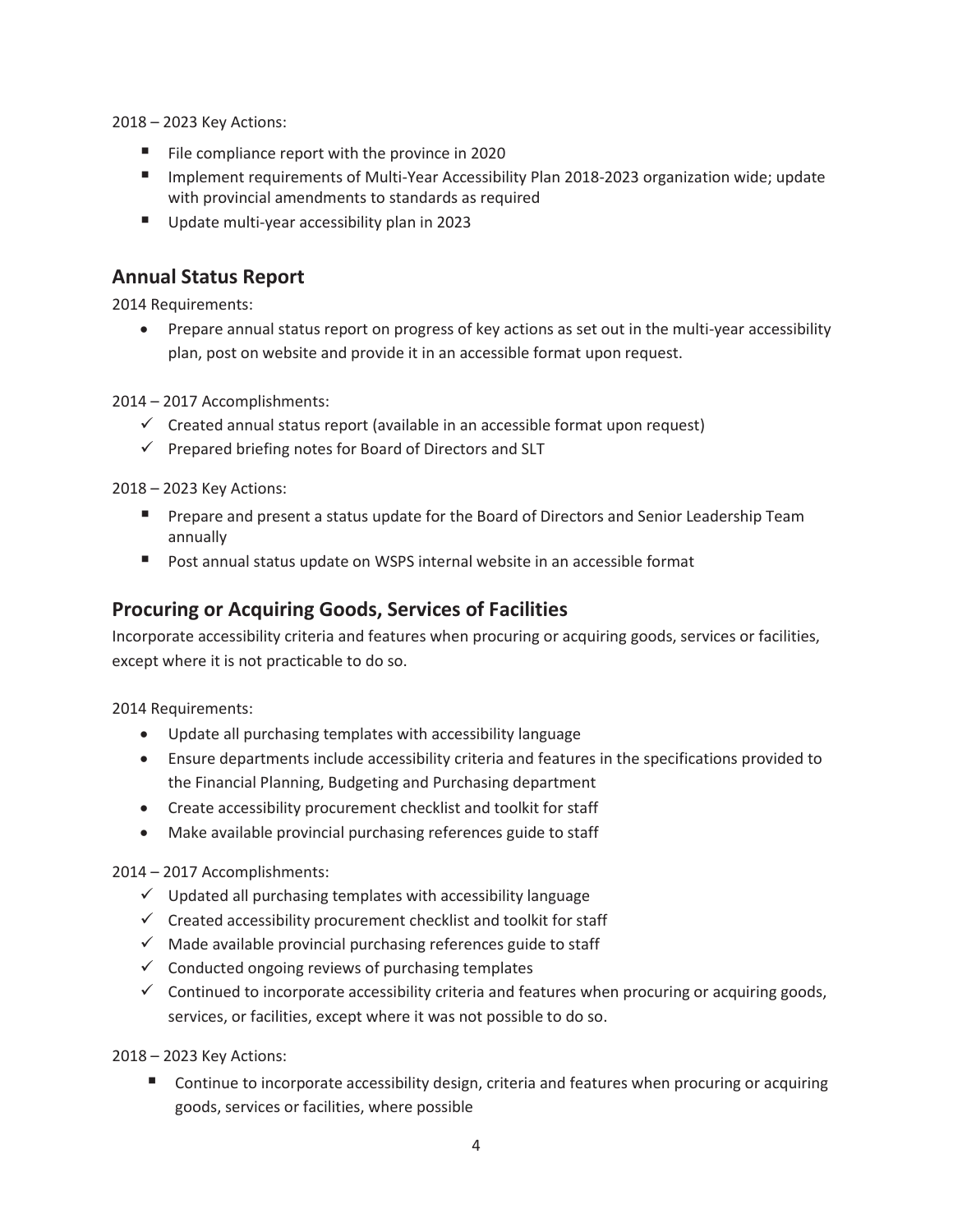2018 – 2023 Key Actions:

- File compliance report with the province in 2020
- Implement requirements of Multi-Year Accessibility Plan 2018-2023 organization wide; update with provincial amendments to standards as required
- Update multi-year accessibility plan in 2023

## Annual Status Report

2014 Requirements:

- Prepare annual status report on progress of key actions as set out in the multi-year accessibility plan, post on website and provide it in an accessible format upon request.

2014 – 2017 Accomplishments:

- ✓ Created annual status report (available in an accessible format upon request)
- ✓ Prepared briefing notes for Board of Directors and SLT

2018 – 2023 Key Actions:

- Prepare and present a status update for the Board of Directors and Senior Leadership Team annually
- Post annual status update on WSPS internal website in an accessible format

## Procuring or Acquiring Goods, Services of Facilities

Incorporate accessibility criteria and features when procuring or acquiring goods, services or facilities, except where it is not practicable to do so.

2014 Requirements:

- Update all purchasing templates with accessibility language
- Ensure departments include accessibility criteria and features in the specifications provided to the Financial Planning, Budgeting and Purchasing department
- Create accessibility procurement checklist and toolkit for staff
- Make available provincial purchasing references guide to staff

2014 – 2017 Accomplishments:

- ✓ Updated all purchasing templates with accessibility language
- ✓ Created accessibility procurement checklist and toolkit for staff
- ✓ Made available provincial purchasing references guide to staff
- ✓ Conducted ongoing reviews of purchasing templates
- ✓ Continued to incorporate accessibility criteria and features when procuring or acquiring goods, services, or facilities, except where it was not possible to do so.

2018 – 2023 Key Actions:

- Continue to incorporate accessibility design, criteria and features when procuring or acquiring goods, services or facilities, where possible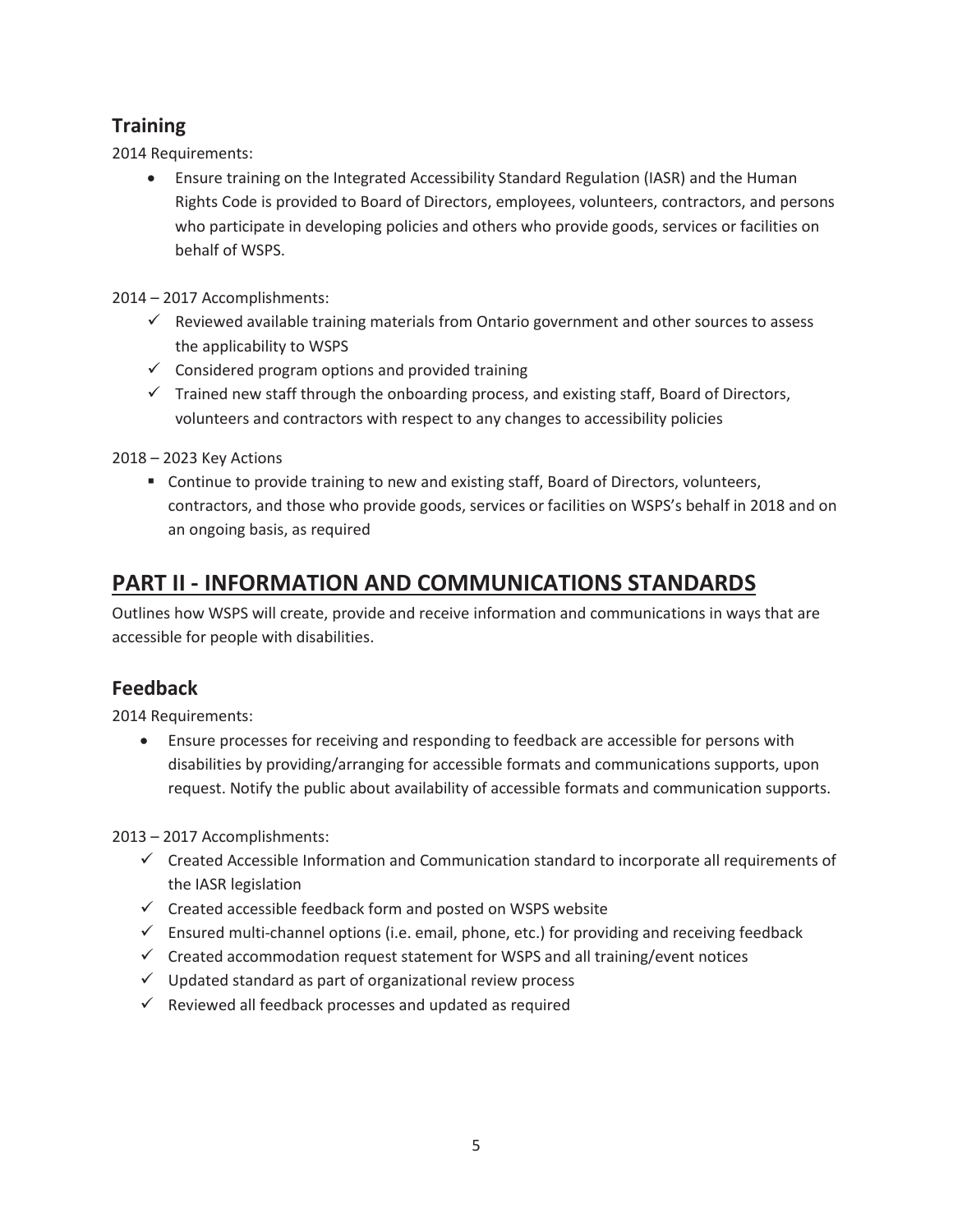## Training

2014 Requirements:

- Ensure training on the Integrated Accessibility Standard Regulation (IASR) and the Human Rights Code is provided to Board of Directors, employees, volunteers, contractors, and persons who participate in developing policies and others who provide goods, services or facilities on behalf of WSPS.

2014 – 2017 Accomplishments:

- ✓ Reviewed available training materials from Ontario government and other sources to assess the applicability to WSPS
- ✓ Considered program options and provided training
- ✓ Trained new staff through the onboarding process, and existing staff, Board of Directors, volunteers and contractors with respect to any changes to accessibility policies

2018 – 2023 Key Actions

- Continue to provide training to new and existing staff, Board of Directors, volunteers, contractors, and those who provide goods, services or facilities on WSPS's behalf in 2018 and on an ongoing basis, as required

# PART II - INFORMATION AND COMMUNICATIONS STANDARDS

Outlines how WSPS will create, provide and receive information and communications in ways that are accessible for people with disabilities.

## Feedback

2014 Requirements:

- Ensure processes for receiving and responding to feedback are accessible for persons with disabilities by providing/arranging for accessible formats and communications supports, upon request. Notify the public about availability of accessible formats and communication supports.

2013 – 2017 Accomplishments:

- ✓ Created Accessible Information and Communication standard to incorporate all requirements of the IASR legislation
- ✓ Created accessible feedback form and posted on WSPS website
- ✓ Ensured multi-channel options (i.e. email, phone, etc.) for providing and receiving feedback
- ✓ Created accommodation request statement for WSPS and all training/event notices
- ✓ Updated standard as part of organizational review process
- ✓ Reviewed all feedback processes and updated as required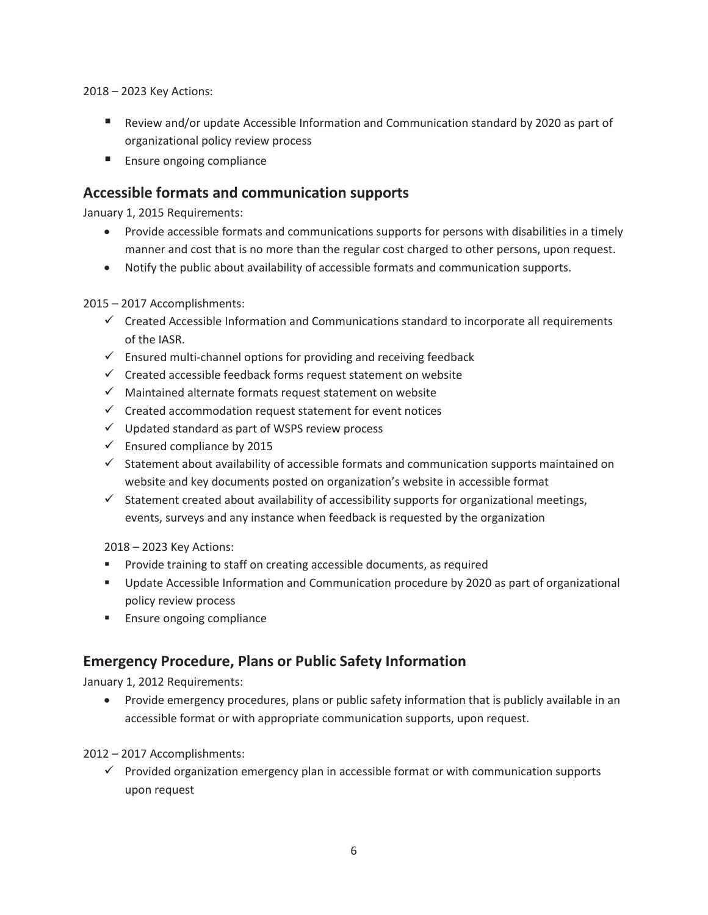2018 – 2023 Key Actions:

- Review and/or update Accessible Information and Communication standard by 2020 as part of organizational policy review process
- Ensure ongoing compliance

## Accessible formats and communication supports

January 1, 2015 Requirements:

- Provide accessible formats and communications supports for persons with disabilities in a timely manner and cost that is no more than the regular cost charged to other persons, upon request.
- Notify the public about availability of accessible formats and communication supports.

2015 – 2017 Accomplishments:

- ✓ Created Accessible Information and Communications standard to incorporate all requirements of the IASR.
- ✓ Ensured multi-channel options for providing and receiving feedback
- ✓ Created accessible feedback forms request statement on website
- ✓ Maintained alternate formats request statement on website
- ✓ Created accommodation request statement for event notices
- ✓ Updated standard as part of WSPS review process
- ✓ Ensured compliance by 2015
- ✓ Statement about availability of accessible formats and communication supports maintained on website and key documents posted on organization's website in accessible format
- ✓ Statement created about availability of accessibility supports for organizational meetings, events, surveys and any instance when feedback is requested by the organization

2018 – 2023 Key Actions:

- Provide training to staff on creating accessible documents, as required
- Update Accessible Information and Communication procedure by 2020 as part of organizational policy review process
- Ensure ongoing compliance

## Emergency Procedure, Plans or Public Safety Information

January 1, 2012 Requirements:

- Provide emergency procedures, plans or public safety information that is publicly available in an accessible format or with appropriate communication supports, upon request.

2012 – 2017 Accomplishments:

- ✓ Provided organization emergency plan in accessible format or with communication supports upon request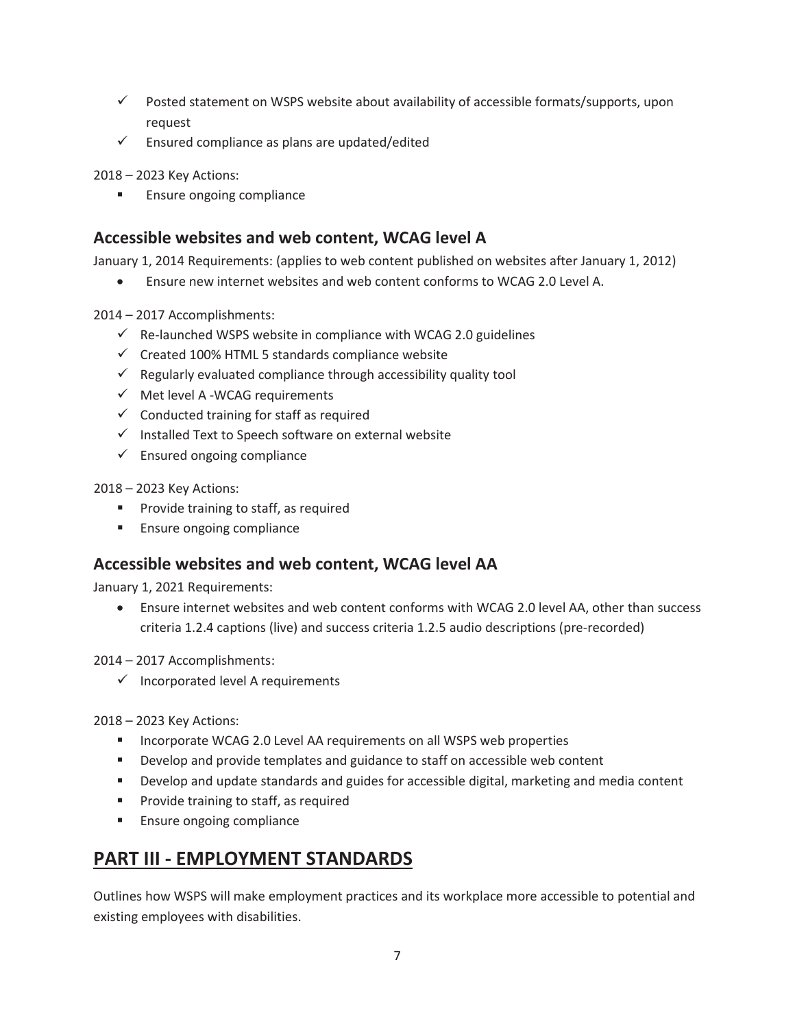- ✓ Posted statement on WSPS website about availability of accessible formats/supports, upon request
- ✓ Ensured compliance as plans are updated/edited

2018 – 2023 Key Actions:

- Ensure ongoing compliance

## Accessible websites and web content, WCAG level A

January 1, 2014 Requirements: (applies to web content published on websites after January 1, 2012)

- Ensure new internet websites and web content conforms to WCAG 2.0 Level A.

2014 – 2017 Accomplishments:

- ✓ Re-launched WSPS website in compliance with WCAG 2.0 guidelines
- ✓ Created 100% HTML 5 standards compliance website
- ✓ Regularly evaluated compliance through accessibility quality tool
- ✓ Met level A -WCAG requirements
- ✓ Conducted training for staff as required
- ✓ Installed Text to Speech software on external website
- ✓ Ensured ongoing compliance

2018 – 2023 Key Actions:

- Provide training to staff, as required
- Ensure ongoing compliance

## Accessible websites and web content, WCAG level AA

January 1, 2021 Requirements:

- Ensure internet websites and web content conforms with WCAG 2.0 level AA, other than success criteria 1.2.4 captions (live) and success criteria 1.2.5 audio descriptions (pre-recorded)

2014 – 2017 Accomplishments:

- ✓ Incorporated level A requirements

2018 – 2023 Key Actions:

- Incorporate WCAG 2.0 Level AA requirements on all WSPS web properties
- Develop and provide templates and guidance to staff on accessible web content
- Develop and update standards and guides for accessible digital, marketing and media content
- Provide training to staff, as required
- Ensure ongoing compliance

# PART III - EMPLOYMENT STANDARDS

Outlines how WSPS will make employment practices and its workplace more accessible to potential and existing employees with disabilities.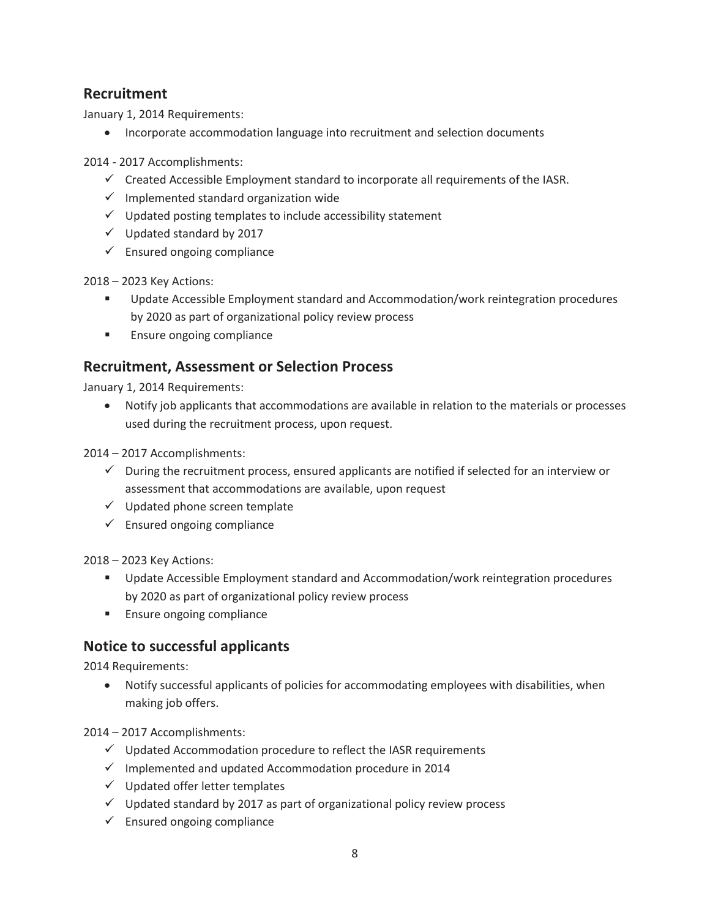## Recruitment

January 1, 2014 Requirements:

- Incorporate accommodation language into recruitment and selection documents

2014 - 2017 Accomplishments:

- ✓ Created Accessible Employment standard to incorporate all requirements of the IASR.
- ✓ Implemented standard organization wide
- ✓ Updated posting templates to include accessibility statement
- ✓ Updated standard by 2017
- ✓ Ensured ongoing compliance

2018 – 2023 Key Actions:

- Update Accessible Employment standard and Accommodation/work reintegration procedures by 2020 as part of organizational policy review process
- Ensure ongoing compliance

## Recruitment, Assessment or Selection Process

January 1, 2014 Requirements:

- Notify job applicants that accommodations are available in relation to the materials or processes used during the recruitment process, upon request.

2014 – 2017 Accomplishments:

- ✓ During the recruitment process, ensured applicants are notified if selected for an interview or assessment that accommodations are available, upon request
- ✓ Updated phone screen template
- ✓ Ensured ongoing compliance

2018 – 2023 Key Actions:

- Update Accessible Employment standard and Accommodation/work reintegration procedures by 2020 as part of organizational policy review process
- Ensure ongoing compliance

## Notice to successful applicants

2014 Requirements:

- Notify successful applicants of policies for accommodating employees with disabilities, when making job offers.

2014 – 2017 Accomplishments:

- ✓ Updated Accommodation procedure to reflect the IASR requirements
- ✓ Implemented and updated Accommodation procedure in 2014
- ✓ Updated offer letter templates
- ✓ Updated standard by 2017 as part of organizational policy review process
- ✓ Ensured ongoing compliance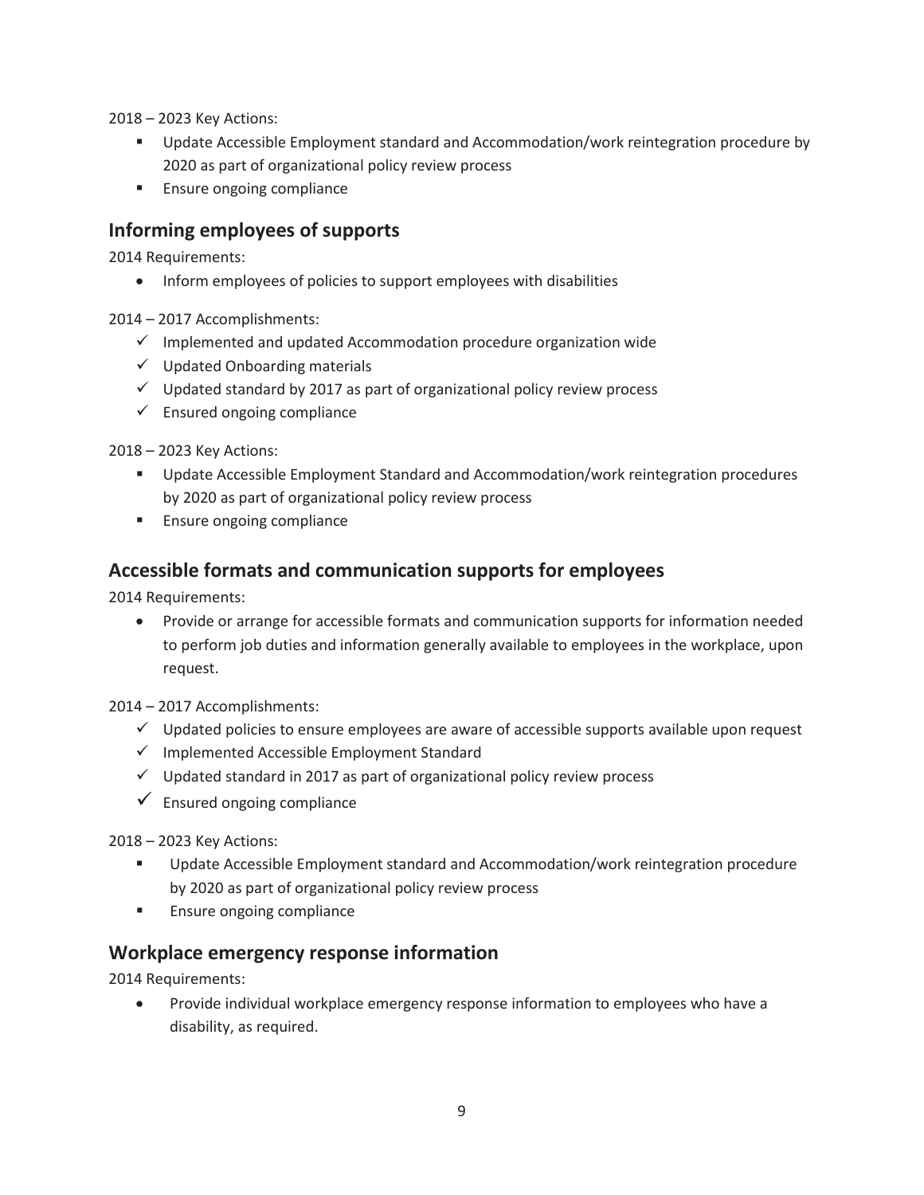2018 – 2023 Key Actions:

- Update Accessible Employment standard and Accommodation/work reintegration procedure by 2020 as part of organizational policy review process
- Ensure ongoing compliance

## Informing employees of supports

2014 Requirements:

- Inform employees of policies to support employees with disabilities

2014 – 2017 Accomplishments:

- ✓ Implemented and updated Accommodation procedure organization wide
- ✓ Updated Onboarding materials
- ✓ Updated standard by 2017 as part of organizational policy review process
- ✓ Ensured ongoing compliance

2018 – 2023 Key Actions:

- Update Accessible Employment Standard and Accommodation/work reintegration procedures by 2020 as part of organizational policy review process
- Ensure ongoing compliance

## Accessible formats and communication supports for employees

2014 Requirements:

- Provide or arrange for accessible formats and communication supports for information needed to perform job duties and information generally available to employees in the workplace, upon request.

2014 – 2017 Accomplishments:

- ✓ Updated policies to ensure employees are aware of accessible supports available upon request
- ✓ Implemented Accessible Employment Standard
- ✓ Updated standard in 2017 as part of organizational policy review process
- ✓ Ensured ongoing compliance

2018 – 2023 Key Actions:

- Update Accessible Employment standard and Accommodation/work reintegration procedure by 2020 as part of organizational policy review process
- Ensure ongoing compliance

## Workplace emergency response information

2014 Requirements:

- Provide individual workplace emergency response information to employees who have a disability, as required.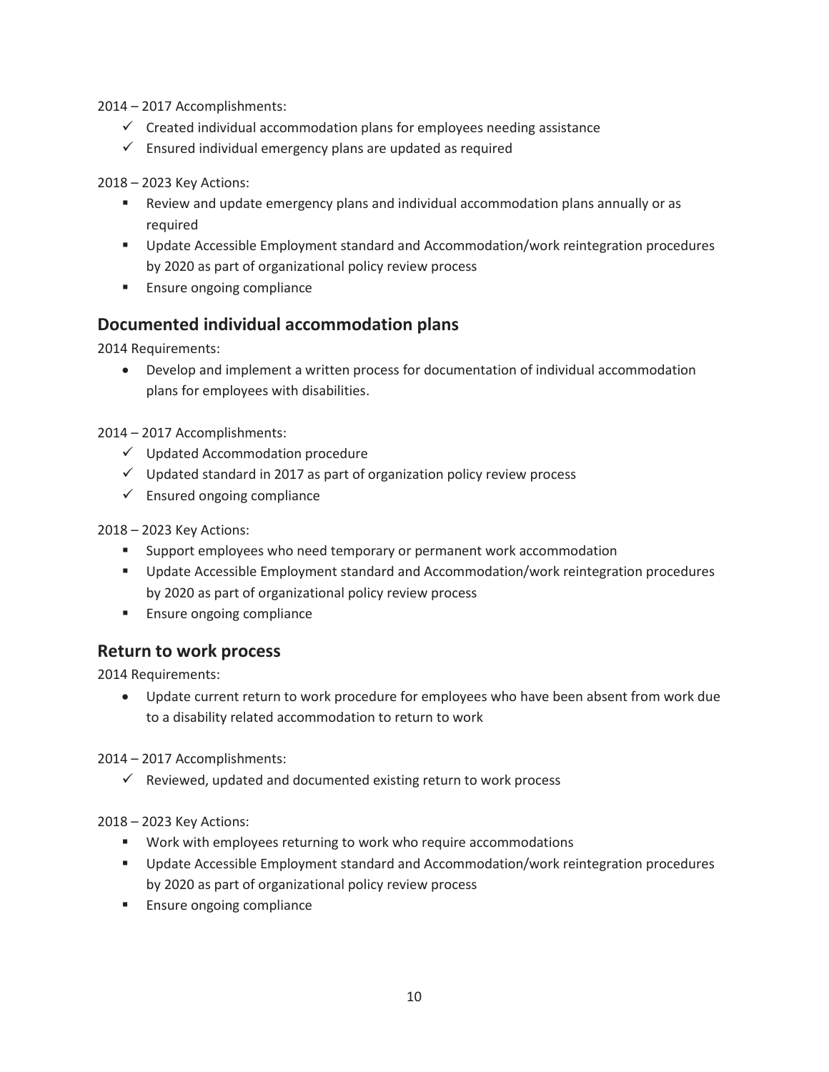2014 – 2017 Accomplishments:

- ✓ Created individual accommodation plans for employees needing assistance
- ✓ Ensured individual emergency plans are updated as required

2018 – 2023 Key Actions:

- Review and update emergency plans and individual accommodation plans annually or as required
- Update Accessible Employment standard and Accommodation/work reintegration procedures by 2020 as part of organizational policy review process
- Ensure ongoing compliance

## Documented individual accommodation plans

2014 Requirements:

- Develop and implement a written process for documentation of individual accommodation plans for employees with disabilities.

2014 – 2017 Accomplishments:

- ✓ Updated Accommodation procedure
- ✓ Updated standard in 2017 as part of organization policy review process
- ✓ Ensured ongoing compliance

2018 – 2023 Key Actions:

- Support employees who need temporary or permanent work accommodation
- Update Accessible Employment standard and Accommodation/work reintegration procedures by 2020 as part of organizational policy review process
- Ensure ongoing compliance

## Return to work process

2014 Requirements:

- Update current return to work procedure for employees who have been absent from work due to a disability related accommodation to return to work

2014 – 2017 Accomplishments:

- ✓ Reviewed, updated and documented existing return to work process

2018 – 2023 Key Actions:

- Work with employees returning to work who require accommodations
- Update Accessible Employment standard and Accommodation/work reintegration procedures by 2020 as part of organizational policy review process
- Ensure ongoing compliance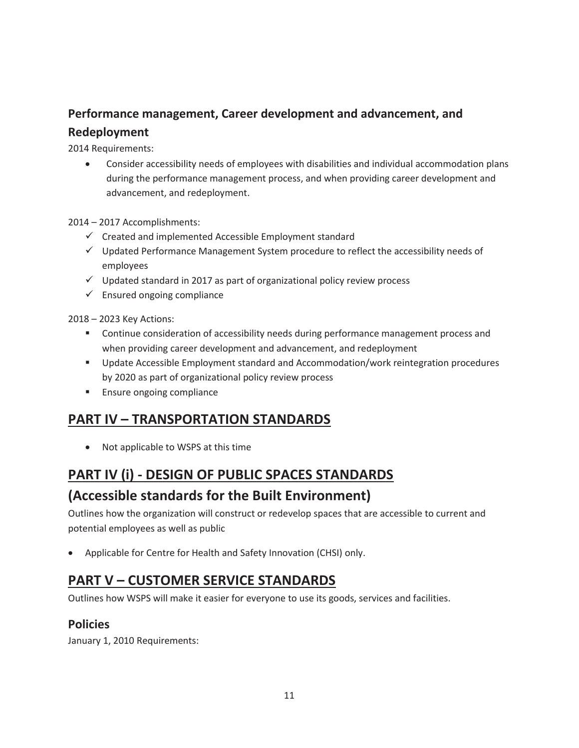### Performance management, Career development and advancement, and Redeployment

2014 Requirements:

- Consider accessibility needs of employees with disabilities and individual accommodation plans during the performance management process, and when providing career development and advancement, and redeployment.

2014 – 2017 Accomplishments:

- ✓ Created and implemented Accessible Employment standard
- ✓ Updated Performance Management System procedure to reflect the accessibility needs of employees
- ✓ Updated standard in 2017 as part of organizational policy review process
- ✓ Ensured ongoing compliance

2018 – 2023 Key Actions:

- Continue consideration of accessibility needs during performance management process and when providing career development and advancement, and redeployment
- Update Accessible Employment standard and Accommodation/work reintegration procedures by 2020 as part of organizational policy review process
- Ensure ongoing compliance

## PART IV – TRANSPORTATION STANDARDS

- Not applicable to WSPS at this time

## PART IV (i) - DESIGN OF PUBLIC SPACES STANDARDS

## (Accessible standards for the Built Environment)

Outlines how the organization will construct or redevelop spaces that are accessible to current and potential employees as well as public

- Applicable for Centre for Health and Safety Innovation (CHSI) only.

## PART V – CUSTOMER SERVICE STANDARDS

Outlines how WSPS will make it easier for everyone to use its goods, services and facilities.

### Policies

January 1, 2010 Requirements: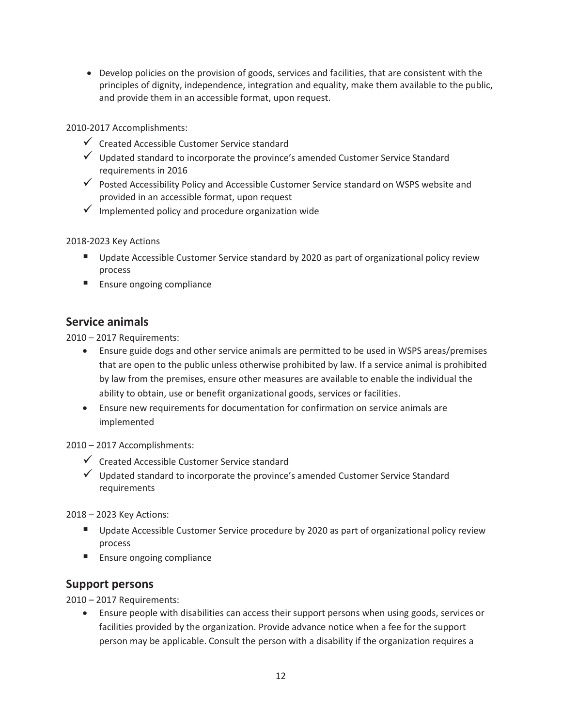- Develop policies on the provision of goods, services and facilities, that are consistent with the principles of dignity, independence, integration and equality, make them available to the public, and provide them in an accessible format, upon request.

2010-2017 Accomplishments:

- ✓ Created Accessible Customer Service standard
- ✓ Updated standard to incorporate the province's amended Customer Service Standard requirements in 2016
- ✓ Posted Accessibility Policy and Accessible Customer Service standard on WSPS website and provided in an accessible format, upon request
- ✓ Implemented policy and procedure organization wide

2018-2023 Key Actions

- Update Accessible Customer Service standard by 2020 as part of organizational policy review process
- Ensure ongoing compliance

## Service animals

2010 – 2017 Requirements:

- Ensure guide dogs and other service animals are permitted to be used in WSPS areas/premises that are open to the public unless otherwise prohibited by law. If a service animal is prohibited by law from the premises, ensure other measures are available to enable the individual the ability to obtain, use or benefit organizational goods, services or facilities.
- Ensure new requirements for documentation for confirmation on service animals are implemented

2010 – 2017 Accomplishments:

- ✓ Created Accessible Customer Service standard
- ✓ Updated standard to incorporate the province's amended Customer Service Standard requirements

2018 – 2023 Key Actions:

- Update Accessible Customer Service procedure by 2020 as part of organizational policy review process
- Ensure ongoing compliance

## Support persons

2010 – 2017 Requirements:

- Ensure people with disabilities can access their support persons when using goods, services or facilities provided by the organization. Provide advance notice when a fee for the support person may be applicable. Consult the person with a disability if the organization requires a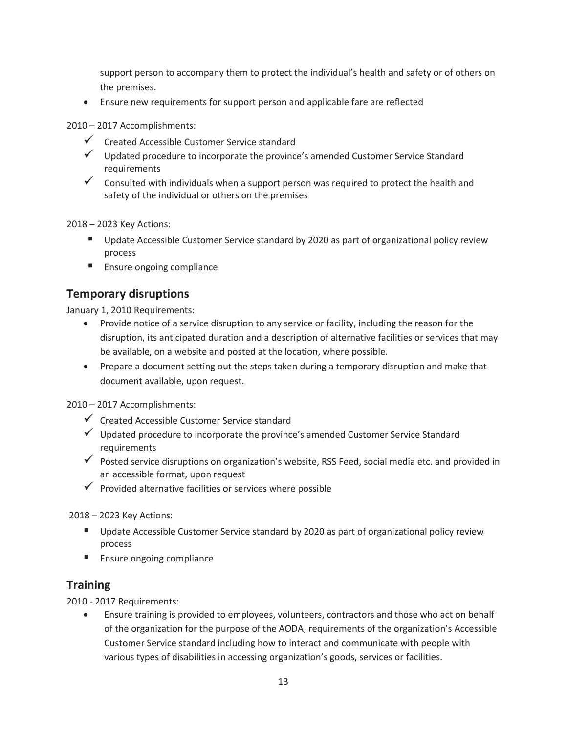support person to accompany them to protect the individual's health and safety or of others on the premises.

- Ensure new requirements for support person and applicable fare are reflected

2010 – 2017 Accomplishments:

- ✓ Created Accessible Customer Service standard
- ✓ Updated procedure to incorporate the province's amended Customer Service Standard requirements
- ✓ Consulted with individuals when a support person was required to protect the health and safety of the individual or others on the premises

2018 – 2023 Key Actions:

- Update Accessible Customer Service standard by 2020 as part of organizational policy review process
- Ensure ongoing compliance

## Temporary disruptions

January 1, 2010 Requirements:

- Provide notice of a service disruption to any service or facility, including the reason for the disruption, its anticipated duration and a description of alternative facilities or services that may be available, on a website and posted at the location, where possible.
- Prepare a document setting out the steps taken during a temporary disruption and make that document available, upon request.

2010 – 2017 Accomplishments:

- ✓ Created Accessible Customer Service standard
- ✓ Updated procedure to incorporate the province's amended Customer Service Standard requirements
- ✓ Posted service disruptions on organization's website, RSS Feed, social media etc. and provided in an accessible format, upon request
- ✓ Provided alternative facilities or services where possible

2018 – 2023 Key Actions:

- Update Accessible Customer Service standard by 2020 as part of organizational policy review process
- Ensure ongoing compliance

## Training

2010 - 2017 Requirements:

- Ensure training is provided to employees, volunteers, contractors and those who act on behalf of the organization for the purpose of the AODA, requirements of the organization's Accessible Customer Service standard including how to interact and communicate with people with various types of disabilities in accessing organization's goods, services or facilities.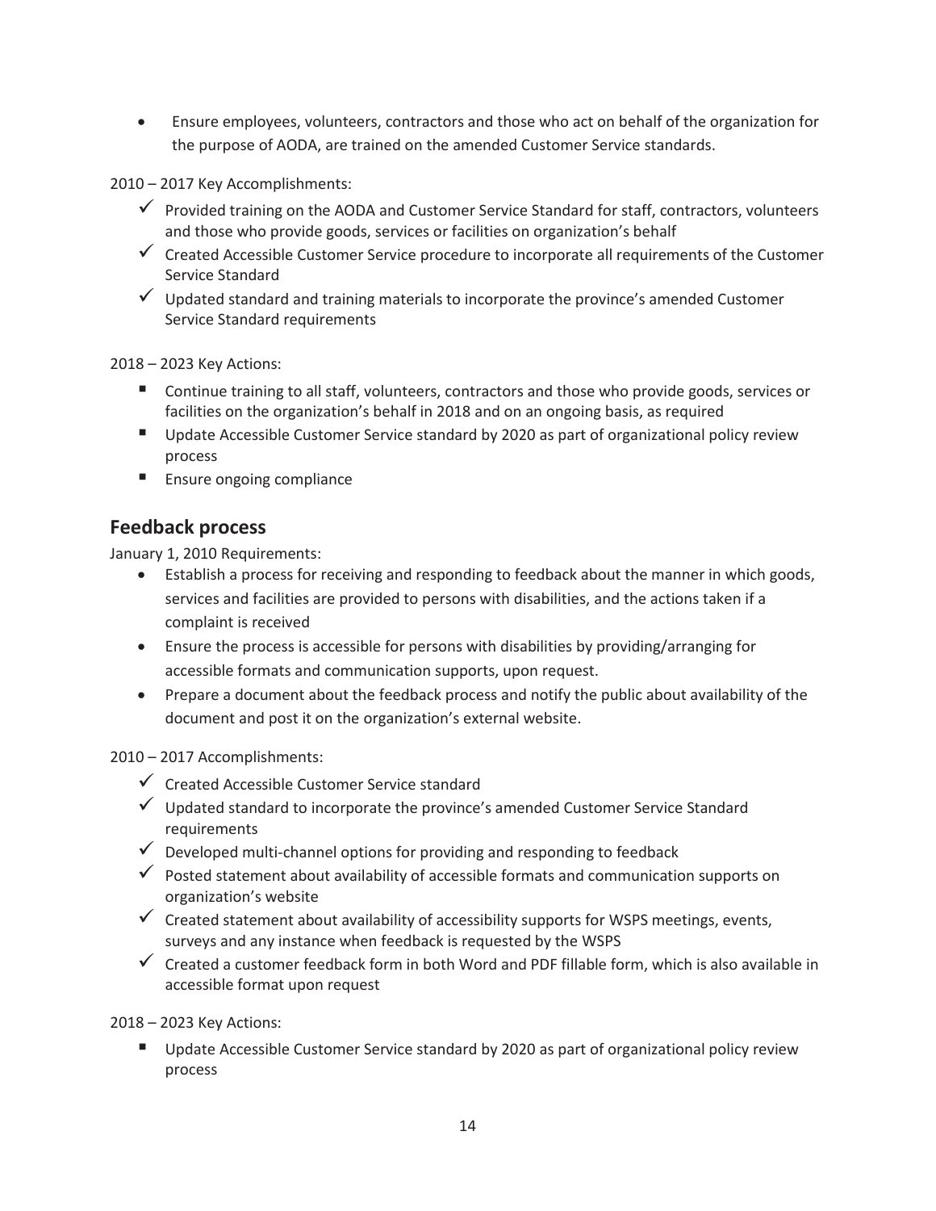- Ensure employees, volunteers, contractors and those who act on behalf of the organization for the purpose of AODA, are trained on the amended Customer Service standards.

2010 – 2017 Key Accomplishments:

- ✓ Provided training on the AODA and Customer Service Standard for staff, contractors, volunteers and those who provide goods, services or facilities on organization's behalf
- ✓ Created Accessible Customer Service procedure to incorporate all requirements of the Customer Service Standard
- ✓ Updated standard and training materials to incorporate the province's amended Customer Service Standard requirements

2018 – 2023 Key Actions:

- Continue training to all staff, volunteers, contractors and those who provide goods, services or facilities on the organization's behalf in 2018 and on an ongoing basis, as required
- Update Accessible Customer Service standard by 2020 as part of organizational policy review process
- Ensure ongoing compliance

## Feedback process

January 1, 2010 Requirements:

- Establish a process for receiving and responding to feedback about the manner in which goods, services and facilities are provided to persons with disabilities, and the actions taken if a complaint is received
- Ensure the process is accessible for persons with disabilities by providing/arranging for accessible formats and communication supports, upon request.
- Prepare a document about the feedback process and notify the public about availability of the document and post it on the organization's external website.

2010 – 2017 Accomplishments:

- ✓ Created Accessible Customer Service standard
- ✓ Updated standard to incorporate the province's amended Customer Service Standard requirements
- ✓ Developed multi-channel options for providing and responding to feedback
- ✓ Posted statement about availability of accessible formats and communication supports on organization's website
- ✓ Created statement about availability of accessibility supports for WSPS meetings, events, surveys and any instance when feedback is requested by the WSPS
- ✓ Created a customer feedback form in both Word and PDF fillable form, which is also available in accessible format upon request

2018 – 2023 Key Actions:

- Update Accessible Customer Service standard by 2020 as part of organizational policy review process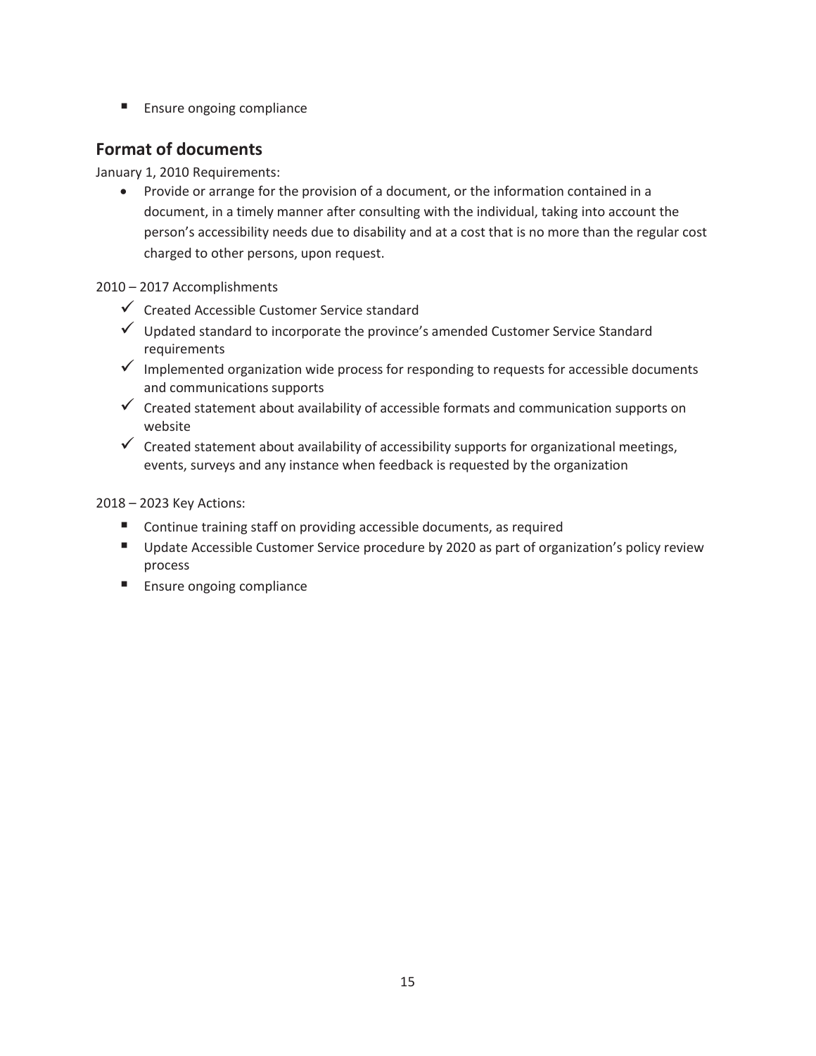- Ensure ongoing compliance

## Format of documents

January 1, 2010 Requirements:

- Provide or arrange for the provision of a document, or the information contained in a document, in a timely manner after consulting with the individual, taking into account the person's accessibility needs due to disability and at a cost that is no more than the regular cost charged to other persons, upon request.

2010 – 2017 Accomplishments

- ✓ Created Accessible Customer Service standard
- ✓ Updated standard to incorporate the province's amended Customer Service Standard requirements
- ✓ Implemented organization wide process for responding to requests for accessible documents and communications supports
- ✓ Created statement about availability of accessible formats and communication supports on website
- ✓ Created statement about availability of accessibility supports for organizational meetings, events, surveys and any instance when feedback is requested by the organization

2018 – 2023 Key Actions:

- Continue training staff on providing accessible documents, as required
- Update Accessible Customer Service procedure by 2020 as part of organization's policy review process
- Ensure ongoing compliance